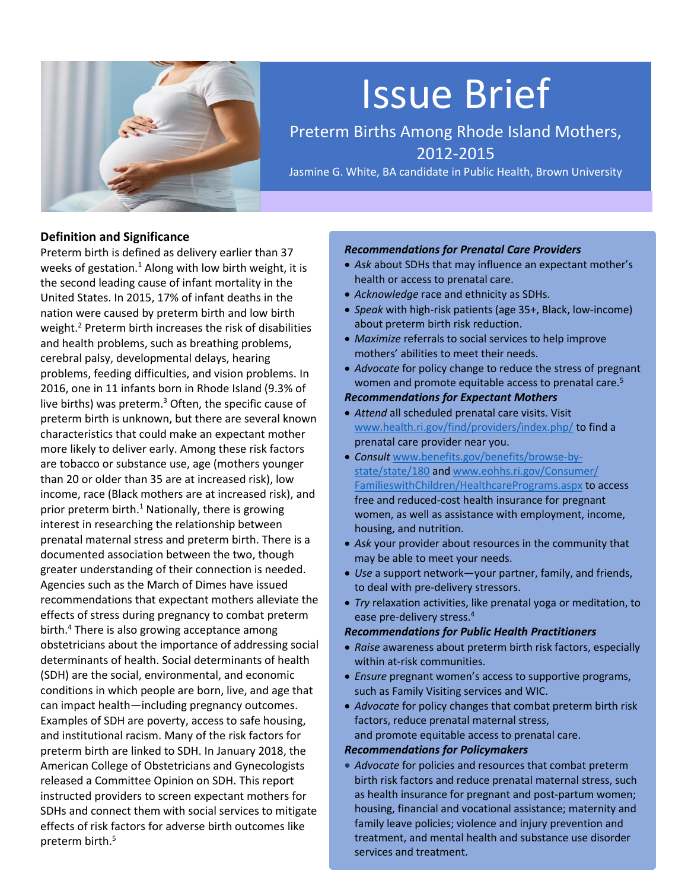# Issue Brief

## Preterm Births Among Rhode Island Mothers, 2012-2015

Jasmine G. White, BA candidate in Public Health, Brown University

### Definition and Significance

Preterm birth is defined as delivery earlier than 37 weeks of gestation.[1] Along with low birth weight, it is the second leading cause of infant mortality in the United States. In 2015, 17% of infant deaths in the nation were caused by preterm birth and low birth weight.[2] Preterm birth increases the risk of disabilities and health problems, such as breathing problems, cerebral palsy, developmental delays, hearing problems, feeding difficulties, and vision problems. In 2016, one in 11 infants born in Rhode Island (9.3% of live births) was preterm.[3] Often, the specific cause of preterm birth is unknown, but there are several known characteristics that could make an expectant mother more likely to deliver early. Among these risk factors are tobacco or substance use, age (mothers younger than 20 or older than 35 are at increased risk), low income, race (Black mothers are at increased risk), and prior preterm birth.[1] Nationally, there is growing interest in researching the relationship between prenatal maternal stress and preterm birth. There is a documented association between the two, though greater understanding of their connection is needed. Agencies such as the March of Dimes have issued recommendations that expectant mothers alleviate the effects of stress during pregnancy to combat preterm birth.[4] There is also growing acceptance among obstetricians about the importance of addressing social determinants of health. Social determinants of health (SDH) are the social, environmental, and economic conditions in which people are born, live, and age that can impact health—including pregnancy outcomes. Examples of SDH are poverty, access to safe housing, and institutional racism. Many of the risk factors for preterm birth are linked to SDH. In January 2018, the American College of Obstetricians and Gynecologists released a Committee Opinion on SDH. This report instructed providers to screen expectant mothers for SDHs and connect them with social services to mitigate effects of risk factors for adverse birth outcomes like preterm birth.[5]

***Recommendations for Prenatal Care Providers***

- *Ask* about SDHs that may influence an expectant mother's health or access to prenatal care.
- *Acknowledge* race and ethnicity as SDHs.
- *Speak* with high-risk patients (age 35+, Black, low-income) about preterm birth risk reduction.
- *Maximize* referrals to social services to help improve mothers' abilities to meet their needs.
- *Advocate* for policy change to reduce the stress of pregnant women and promote equitable access to prenatal care.[5]

***Recommendations for Expectant Mothers***

- *Attend* all scheduled prenatal care visits. Visit www.health.ri.gov/find/providers/index.php/ to find a prenatal care provider near you.
- *Consult* www.benefits.gov/benefits/browse-by-state/state/180 and www.eohhs.ri.gov/Consumer/FamilieswithChildren/HealthcarePrograms.aspx to access free and reduced-cost health insurance for pregnant women, as well as assistance with employment, income, housing, and nutrition.
- *Ask* your provider about resources in the community that may be able to meet your needs.
- *Use* a support network—your partner, family, and friends, to deal with pre-delivery stressors.
- *Try* relaxation activities, like prenatal yoga or meditation, to ease pre-delivery stress.[4]

***Recommendations for Public Health Practitioners***

- *Raise* awareness about preterm birth risk factors, especially within at-risk communities.
- *Ensure* pregnant women's access to supportive programs, such as Family Visiting services and WIC.
- *Advocate* for policy changes that combat preterm birth risk factors, reduce prenatal maternal stress, and promote equitable access to prenatal care.

***Recommendations for Policymakers***

- *Advocate* for policies and resources that combat preterm birth risk factors and reduce prenatal maternal stress, such as health insurance for pregnant and post-partum women; housing, financial and vocational assistance; maternity and family leave policies; violence and injury prevention and treatment, and mental health and substance use disorder services and treatment.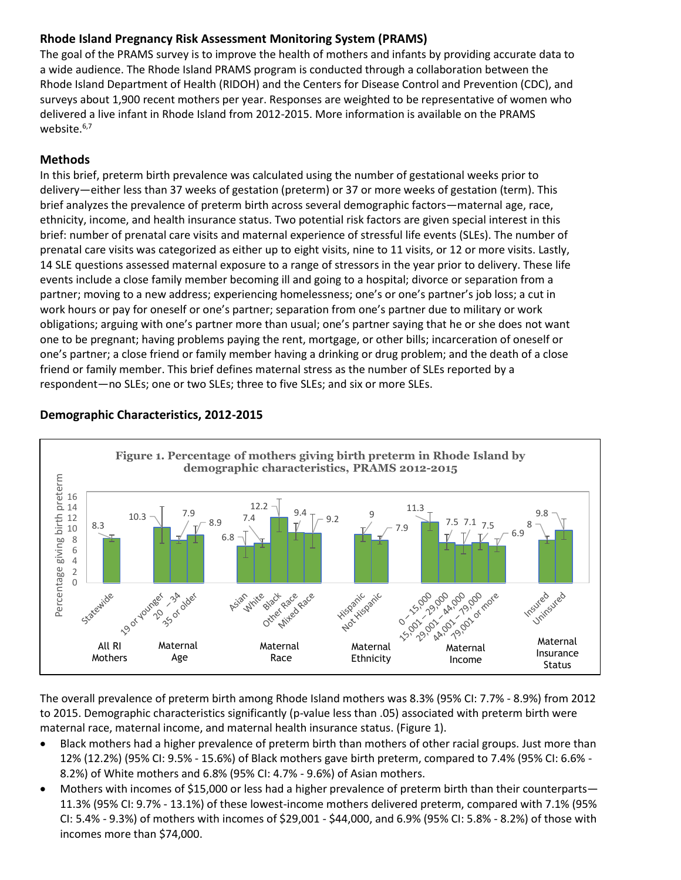## Rhode Island Pregnancy Risk Assessment Monitoring System (PRAMS)

The goal of the PRAMS survey is to improve the health of mothers and infants by providing accurate data to a wide audience. The Rhode Island PRAMS program is conducted through a collaboration between the Rhode Island Department of Health (RIDOH) and the Centers for Disease Control and Prevention (CDC), and surveys about 1,900 recent mothers per year. Responses are weighted to be representative of women who delivered a live infant in Rhode Island from 2012-2015. More information is available on the PRAMS website.[6,7]

## Methods

In this brief, preterm birth prevalence was calculated using the number of gestational weeks prior to delivery—either less than 37 weeks of gestation (preterm) or 37 or more weeks of gestation (term). This brief analyzes the prevalence of preterm birth across several demographic factors—maternal age, race, ethnicity, income, and health insurance status. Two potential risk factors are given special interest in this brief: number of prenatal care visits and maternal experience of stressful life events (SLEs). The number of prenatal care visits was categorized as either up to eight visits, nine to 11 visits, or 12 or more visits. Lastly, 14 SLE questions assessed maternal exposure to a range of stressors in the year prior to delivery. These life events include a close family member becoming ill and going to a hospital; divorce or separation from a partner; moving to a new address; experiencing homelessness; one's or one's partner's job loss; a cut in work hours or pay for oneself or one's partner; separation from one's partner due to military or work obligations; arguing with one's partner more than usual; one's partner saying that he or she does not want one to be pregnant; having problems paying the rent, mortgage, or other bills; incarceration of oneself or one's partner; a close friend or family member having a drinking or drug problem; and the death of a close friend or family member. This brief defines maternal stress as the number of SLEs reported by a respondent—no SLEs; one or two SLEs; three to five SLEs; and six or more SLEs.

## Demographic Characteristics, 2012-2015

**Figure 1. Percentage of mothers giving birth preterm in Rhode Island by demographic characteristics, PRAMS 2012-2015**

| Group | Category | Percentage giving birth preterm |
|---|---|---|
| All RI Mothers | Statewide | 8.3 |
| Maternal Age | 19 or younger | 10.3 |
| | 20 – 34 | 7.9 |
| | 35 or older | 8.9 |
| Maternal Race | Asian | 6.8 |
| | White | 7.4 |
| | Black | 12.2 |
| | Other Race | 9.4 |
| | Mixed Race | 9.2 |
| Maternal Ethnicity | Hispanic | 9 |
| | Not Hispanic | 7.9 |
| Maternal Income | 0 – 15,000 | 11.3 |
| | 15,001 – 29,000 | 7.5 |
| | 29,001 – 44,000 | 7.1 |
| | 44,001 – 79,000 | 7.5 |
| | 79,001 or more | 6.9 |
| Maternal Insurance Status | Insured | 8 |
| | Uninsured | 9.8 |

The overall prevalence of preterm birth among Rhode Island mothers was 8.3% (95% CI: 7.7% - 8.9%) from 2012 to 2015. Demographic characteristics significantly (p-value less than .05) associated with preterm birth were maternal race, maternal income, and maternal health insurance status. (Figure 1).

- Black mothers had a higher prevalence of preterm birth than mothers of other racial groups. Just more than 12% (12.2%) (95% CI: 9.5% - 15.6%) of Black mothers gave birth preterm, compared to 7.4% (95% CI: 6.6% - 8.2%) of White mothers and 6.8% (95% CI: 4.7% - 9.6%) of Asian mothers.
- Mothers with incomes of $15,000 or less had a higher prevalence of preterm birth than their counterparts—11.3% (95% CI: 9.7% - 13.1%) of these lowest-income mothers delivered preterm, compared with 7.1% (95% CI: 5.4% - 9.3%) of mothers with incomes of $29,001 - $44,000, and 6.9% (95% CI: 5.8% - 8.2%) of those with incomes more than $74,000.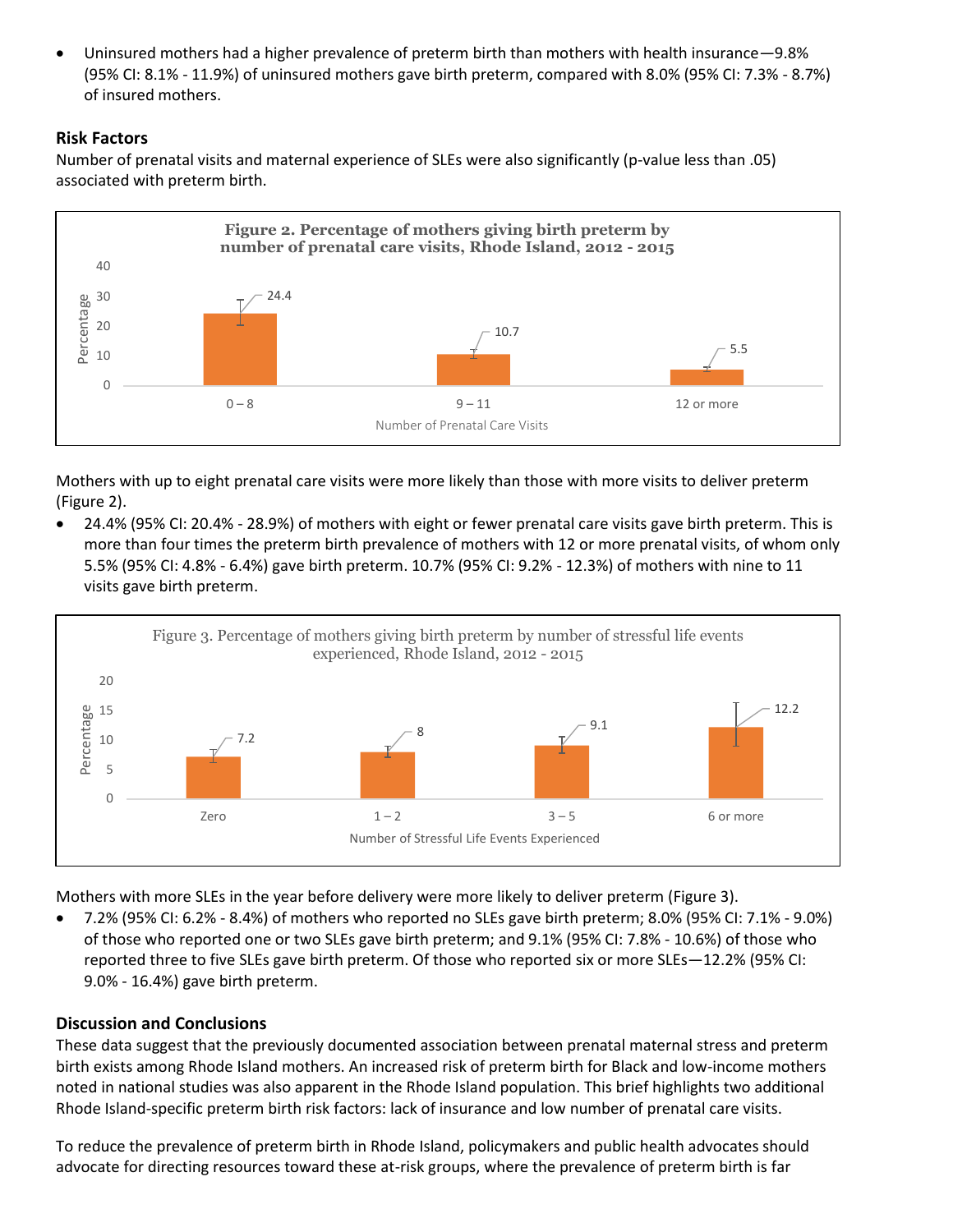- Uninsured mothers had a higher prevalence of preterm birth than mothers with health insurance—9.8% (95% CI: 8.1% - 11.9%) of uninsured mothers gave birth preterm, compared with 8.0% (95% CI: 7.3% - 8.7%) of insured mothers.

### Risk Factors

Number of prenatal visits and maternal experience of SLEs were also significantly (p-value less than .05) associated with preterm birth.

**Figure 2. Percentage of mothers giving birth preterm by number of prenatal care visits, Rhode Island, 2012 - 2015**

| Number of Prenatal Care Visits | Percentage |
|---|---|
| 0 – 8 | 24.4 |
| 9 – 11 | 10.7 |
| 12 or more | 5.5 |

Mothers with up to eight prenatal care visits were more likely than those with more visits to deliver preterm (Figure 2).

- 24.4% (95% CI: 20.4% - 28.9%) of mothers with eight or fewer prenatal care visits gave birth preterm. This is more than four times the preterm birth prevalence of mothers with 12 or more prenatal visits, of whom only 5.5% (95% CI: 4.8% - 6.4%) gave birth preterm. 10.7% (95% CI: 9.2% - 12.3%) of mothers with nine to 11 visits gave birth preterm.

Figure 3. Percentage of mothers giving birth preterm by number of stressful life events experienced, Rhode Island, 2012 - 2015

| Number of Stressful Life Events Experienced | Percentage |
|---|---|
| Zero | 7.2 |
| 1 – 2 | 8 |
| 3 – 5 | 9.1 |
| 6 or more | 12.2 |

Mothers with more SLEs in the year before delivery were more likely to deliver preterm (Figure 3).

- 7.2% (95% CI: 6.2% - 8.4%) of mothers who reported no SLEs gave birth preterm; 8.0% (95% CI: 7.1% - 9.0%) of those who reported one or two SLEs gave birth preterm; and 9.1% (95% CI: 7.8% - 10.6%) of those who reported three to five SLEs gave birth preterm. Of those who reported six or more SLEs—12.2% (95% CI: 9.0% - 16.4%) gave birth preterm.

### Discussion and Conclusions

These data suggest that the previously documented association between prenatal maternal stress and preterm birth exists among Rhode Island mothers. An increased risk of preterm birth for Black and low-income mothers noted in national studies was also apparent in the Rhode Island population. This brief highlights two additional Rhode Island-specific preterm birth risk factors: lack of insurance and low number of prenatal care visits.

To reduce the prevalence of preterm birth in Rhode Island, policymakers and public health advocates should advocate for directing resources toward these at-risk groups, where the prevalence of preterm birth is far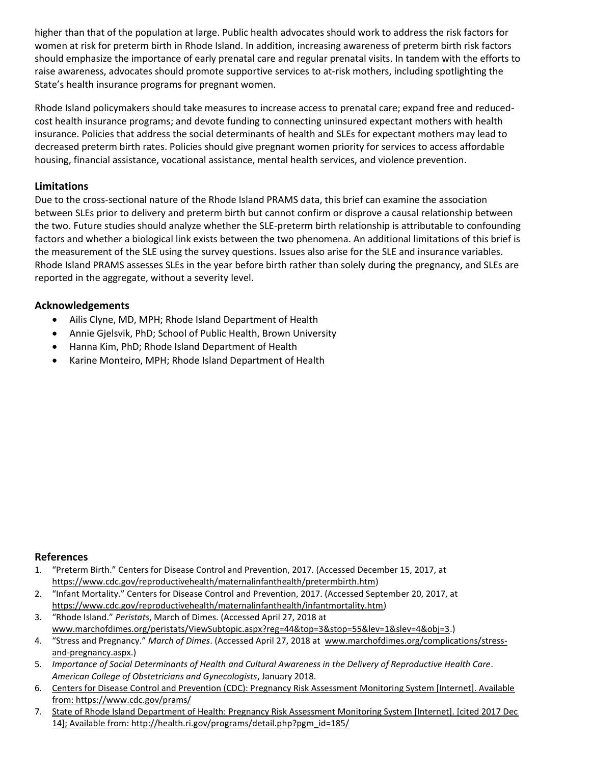higher than that of the population at large. Public health advocates should work to address the risk factors for women at risk for preterm birth in Rhode Island. In addition, increasing awareness of preterm birth risk factors should emphasize the importance of early prenatal care and regular prenatal visits. In tandem with the efforts to raise awareness, advocates should promote supportive services to at-risk mothers, including spotlighting the State's health insurance programs for pregnant women.

Rhode Island policymakers should take measures to increase access to prenatal care; expand free and reduced-cost health insurance programs; and devote funding to connecting uninsured expectant mothers with health insurance. Policies that address the social determinants of health and SLEs for expectant mothers may lead to decreased preterm birth rates. Policies should give pregnant women priority for services to access affordable housing, financial assistance, vocational assistance, mental health services, and violence prevention.

## Limitations

Due to the cross-sectional nature of the Rhode Island PRAMS data, this brief can examine the association between SLEs prior to delivery and preterm birth but cannot confirm or disprove a causal relationship between the two. Future studies should analyze whether the SLE-preterm birth relationship is attributable to confounding factors and whether a biological link exists between the two phenomena. An additional limitations of this brief is the measurement of the SLE using the survey questions. Issues also arise for the SLE and insurance variables. Rhode Island PRAMS assesses SLEs in the year before birth rather than solely during the pregnancy, and SLEs are reported in the aggregate, without a severity level.

## Acknowledgements

- Ailis Clyne, MD, MPH; Rhode Island Department of Health
- Annie Gjelsvik, PhD; School of Public Health, Brown University
- Hanna Kim, PhD; Rhode Island Department of Health
- Karine Monteiro, MPH; Rhode Island Department of Health

## References

1. "Preterm Birth." Centers for Disease Control and Prevention, 2017. (Accessed December 15, 2017, at https://www.cdc.gov/reproductivehealth/maternalinfanthealth/pretermbirth.htm)
2. "Infant Mortality." Centers for Disease Control and Prevention, 2017. (Accessed September 20, 2017, at https://www.cdc.gov/reproductivehealth/maternalinfanthealth/infantmortality.htm)
3. "Rhode Island." *Peristats*, March of Dimes. (Accessed April 27, 2018 at www.marchofdimes.org/peristats/ViewSubtopic.aspx?reg=44&top=3&stop=55&lev=1&slev=4&obj=3.)
4. "Stress and Pregnancy." *March of Dimes*. (Accessed April 27, 2018 at www.marchofdimes.org/complications/stress-and-pregnancy.aspx.)
5. *Importance of Social Determinants of Health and Cultural Awareness in the Delivery of Reproductive Health Care*. *American College of Obstetricians and Gynecologists*, January 2018.
6. Centers for Disease Control and Prevention (CDC): Pregnancy Risk Assessment Monitoring System [Internet]. Available from: https://www.cdc.gov/prams/
7. State of Rhode Island Department of Health: Pregnancy Risk Assessment Monitoring System [Internet]. [cited 2017 Dec 14]; Available from: http://health.ri.gov/programs/detail.php?pgm_id=185/